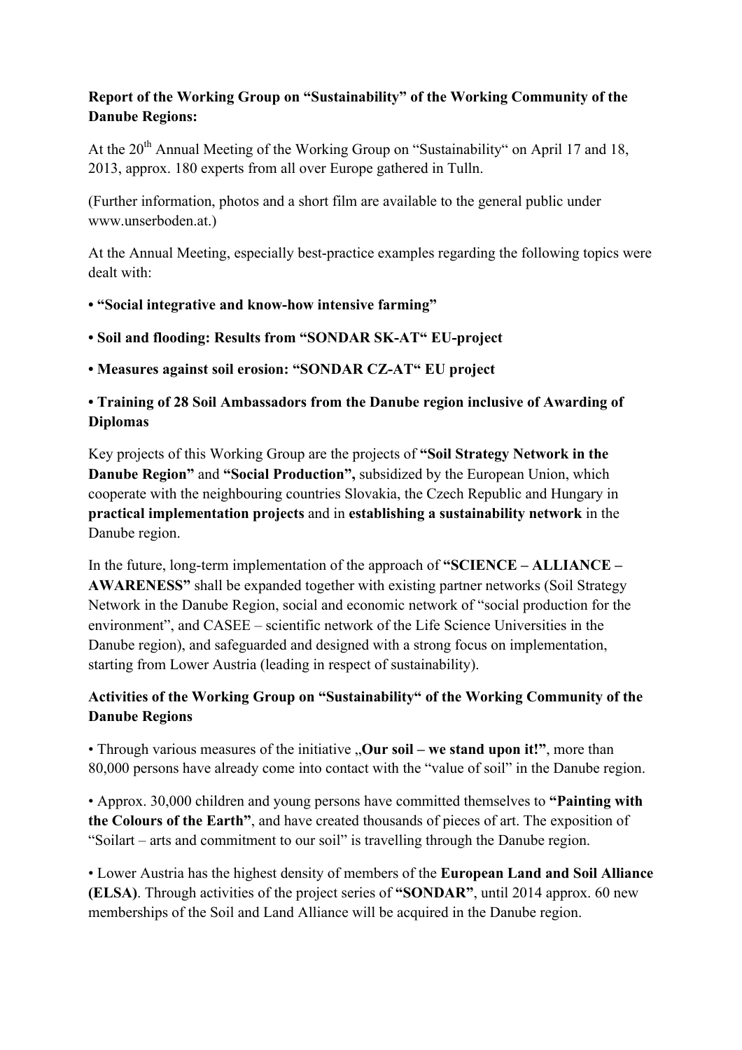**Report of the Working Group on "Sustainability" of the Working Community of the Danube Regions:**

At the 20th Annual Meeting of the Working Group on "Sustainability" on April 17 and 18, 2013, approx. 180 experts from all over Europe gathered in Tulln.

(Further information, photos and a short film are available to the general public under www.unserboden.at.)

At the Annual Meeting, especially best-practice examples regarding the following topics were dealt with:

- **"Social integrative and know-how intensive farming"**
- **Soil and flooding: Results from "SONDAR SK-AT" EU-project**
- **Measures against soil erosion: "SONDAR CZ-AT" EU project**
- **Training of 28 Soil Ambassadors from the Danube region inclusive of Awarding of Diplomas**

Key projects of this Working Group are the projects of **"Soil Strategy Network in the Danube Region"** and **"Social Production",** subsidized by the European Union, which cooperate with the neighbouring countries Slovakia, the Czech Republic and Hungary in **practical implementation projects** and in **establishing a sustainability network** in the Danube region.

In the future, long-term implementation of the approach of **"SCIENCE – ALLIANCE – AWARENESS"** shall be expanded together with existing partner networks (Soil Strategy Network in the Danube Region, social and economic network of "social production for the environment", and CASEE – scientific network of the Life Science Universities in the Danube region), and safeguarded and designed with a strong focus on implementation, starting from Lower Austria (leading in respect of sustainability).

**Activities of the Working Group on "Sustainability" of the Working Community of the Danube Regions**

- Through various measures of the initiative „**Our soil – we stand upon it!"**, more than 80,000 persons have already come into contact with the "value of soil" in the Danube region.
- Approx. 30,000 children and young persons have committed themselves to **"Painting with the Colours of the Earth"**, and have created thousands of pieces of art. The exposition of "Soilart – arts and commitment to our soil" is travelling through the Danube region.
- Lower Austria has the highest density of members of the **European Land and Soil Alliance (ELSA)**. Through activities of the project series of **"SONDAR"**, until 2014 approx. 60 new memberships of the Soil and Land Alliance will be acquired in the Danube region.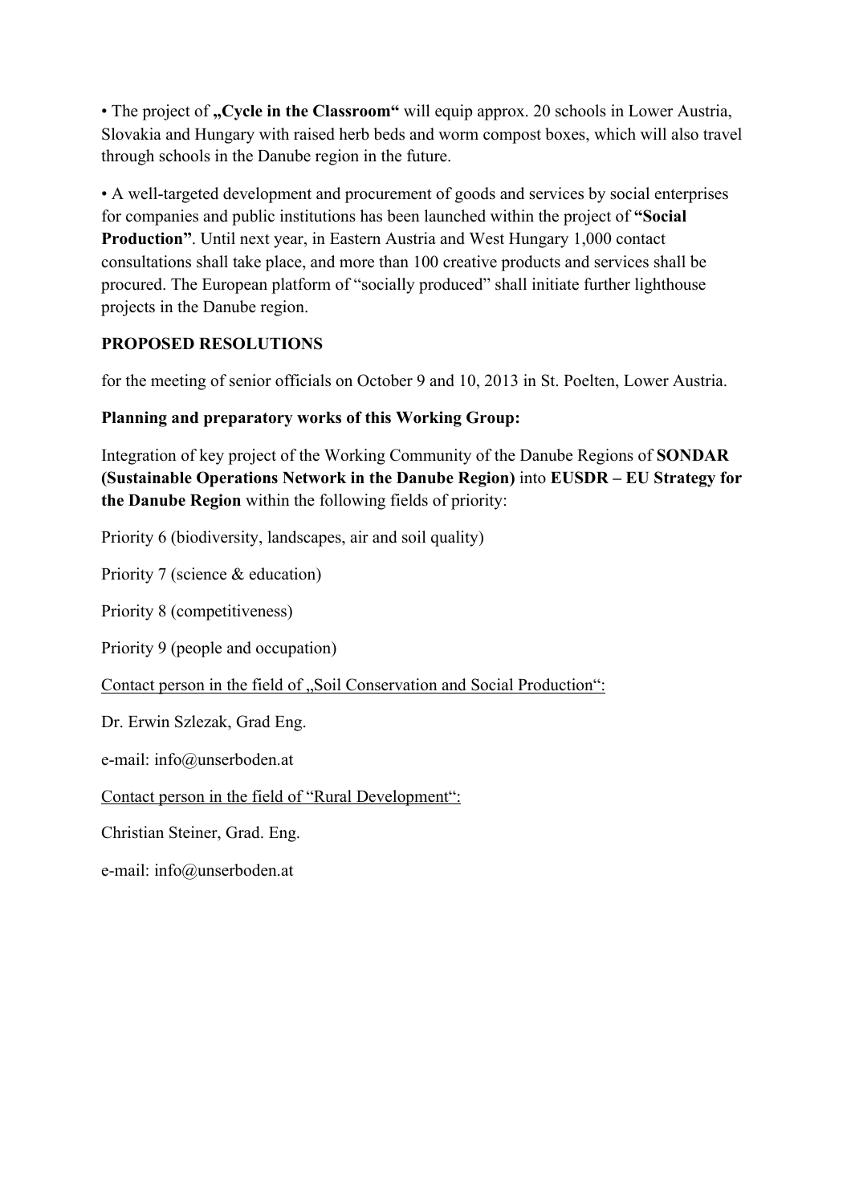• The project of **„Cycle in the Classroom“** will equip approx. 20 schools in Lower Austria, Slovakia and Hungary with raised herb beds and worm compost boxes, which will also travel through schools in the Danube region in the future.

• A well-targeted development and procurement of goods and services by social enterprises for companies and public institutions has been launched within the project of **"Social Production"**. Until next year, in Eastern Austria and West Hungary 1,000 contact consultations shall take place, and more than 100 creative products and services shall be procured. The European platform of "socially produced" shall initiate further lighthouse projects in the Danube region.

**PROPOSED RESOLUTIONS**

for the meeting of senior officials on October 9 and 10, 2013 in St. Poelten, Lower Austria.

**Planning and preparatory works of this Working Group:**

Integration of key project of the Working Community of the Danube Regions of **SONDAR (Sustainable Operations Network in the Danube Region)** into **EUSDR – EU Strategy for the Danube Region** within the following fields of priority:

Priority 6 (biodiversity, landscapes, air and soil quality)

Priority 7 (science & education)

Priority 8 (competitiveness)

Priority 9 (people and occupation)

<u>Contact person in the field of „Soil Conservation and Social Production“:</u>

Dr. Erwin Szlezak, Grad Eng.

e-mail: info@unserboden.at

<u>Contact person in the field of "Rural Development":</u>

Christian Steiner, Grad. Eng.

e-mail: info@unserboden.at